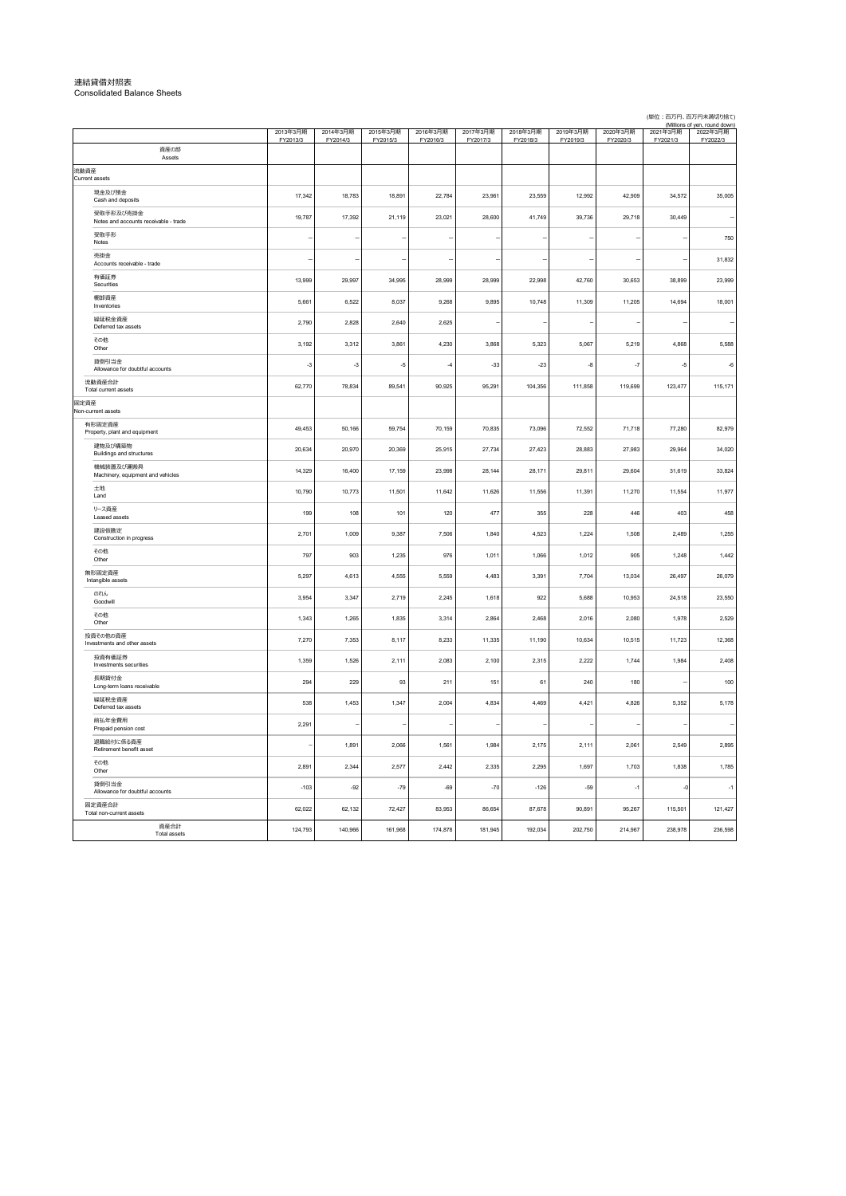# 連結貸借対照表
Consolidated Balance Sheets

(単位：百万円、百万円未満切り捨て)
(Millions of yen, round down)

| | 2013年3月期 FY2013/3 | 2014年3月期 FY2014/3 | 2015年3月期 FY2015/3 | 2016年3月期 FY2016/3 | 2017年3月期 FY2017/3 | 2018年3月期 FY2018/3 | 2019年3月期 FY2019/3 | 2020年3月期 FY2020/3 | 2021年3月期 FY2021/3 | 2022年3月期 FY2022/3 |
|---|---|---|---|---|---|---|---|---|---|---|
| 資産の部 Assets | | | | | | | | | | |
| 流動資産 Current assets | | | | | | | | | | |
| 現金及び預金 Cash and deposits | 17,342 | 18,783 | 18,891 | 22,784 | 23,961 | 23,559 | 12,992 | 42,909 | 34,572 | 35,005 |
| 受取手形及び売掛金 Notes and accounts receivable - trade | 19,787 | 17,392 | 21,119 | 23,021 | 28,600 | 41,749 | 39,736 | 29,718 | 30,449 | – |
| 受取手形 Notes | – | – | – | – | – | – | – | – | – | 750 |
| 売掛金 Accounts receivable - trade | – | – | – | – | – | – | – | – | – | 31,832 |
| 有価証券 Securities | 13,999 | 29,997 | 34,996 | 28,999 | 28,999 | 22,998 | 42,760 | 30,653 | 38,899 | 23,999 |
| 棚卸資産 Inventories | 5,661 | 6,522 | 8,037 | 9,268 | 9,895 | 10,748 | 11,309 | 11,205 | 14,694 | 18,001 |
| 繰延税金資産 Deferred tax assets | 2,790 | 2,828 | 2,640 | 2,625 | – | – | – | – | – | – |
| その他 Other | 3,192 | 3,312 | 3,861 | 4,230 | 3,868 | 5,323 | 5,067 | 5,219 | 4,868 | 5,588 |
| 貸倒引当金 Allowance for doubtful accounts | -3 | -3 | -5 | -4 | -33 | -23 | -8 | -7 | -5 | -6 |
| 流動資産合計 Total current assets | 62,770 | 78,834 | 89,541 | 90,925 | 95,291 | 104,356 | 111,858 | 119,699 | 123,477 | 115,171 |
| 固定資産 Non-current assets | | | | | | | | | | |
| 有形固定資産 Property, plant and equipment | 49,453 | 50,166 | 59,754 | 70,159 | 70,835 | 73,096 | 72,552 | 71,718 | 77,280 | 82,979 |
| 建物及び構築物 Buildings and structures | 20,634 | 20,970 | 20,369 | 25,915 | 27,734 | 27,423 | 28,883 | 27,983 | 29,964 | 34,020 |
| 機械装置及び運搬具 Machinery, equipment and vehicles | 14,329 | 16,400 | 17,159 | 23,998 | 28,144 | 28,171 | 29,811 | 29,604 | 31,619 | 33,824 |
| 土地 Land | 10,790 | 10,773 | 11,501 | 11,642 | 11,626 | 11,556 | 11,391 | 11,270 | 11,554 | 11,977 |
| リース資産 Leased assets | 199 | 108 | 101 | 120 | 477 | 355 | 228 | 446 | 403 | 458 |
| 建設仮勘定 Construction in progress | 2,701 | 1,009 | 9,387 | 7,506 | 1,840 | 4,523 | 1,224 | 1,508 | 2,489 | 1,255 |
| その他 Other | 797 | 903 | 1,235 | 976 | 1,011 | 1,066 | 1,012 | 905 | 1,248 | 1,442 |
| 無形固定資産 Intangible assets | 5,297 | 4,613 | 4,555 | 5,559 | 4,483 | 3,391 | 7,704 | 13,034 | 26,497 | 26,079 |
| のれん Goodwill | 3,954 | 3,347 | 2,719 | 2,245 | 1,618 | 922 | 5,688 | 10,953 | 24,518 | 23,550 |
| その他 Other | 1,343 | 1,265 | 1,835 | 3,314 | 2,864 | 2,468 | 2,016 | 2,080 | 1,978 | 2,529 |
| 投資その他の資産 Investments and other assets | 7,270 | 7,353 | 8,117 | 8,233 | 11,335 | 11,190 | 10,634 | 10,515 | 11,723 | 12,368 |
| 投資有価証券 Investments securities | 1,359 | 1,526 | 2,111 | 2,083 | 2,100 | 2,315 | 2,222 | 1,744 | 1,984 | 2,408 |
| 長期貸付金 Long-term loans receivable | 294 | 229 | 93 | 211 | 151 | 61 | 240 | 180 | – | 100 |
| 繰延税金資産 Deferred tax assets | 538 | 1,453 | 1,347 | 2,004 | 4,834 | 4,469 | 4,421 | 4,826 | 5,352 | 5,178 |
| 前払年金費用 Prepaid pension cost | 2,291 | – | – | – | – | – | – | – | – | – |
| 退職給付に係る資産 Retirement benefit asset | – | 1,891 | 2,066 | 1,561 | 1,984 | 2,175 | 2,111 | 2,061 | 2,549 | 2,895 |
| その他 Other | 2,891 | 2,344 | 2,577 | 2,442 | 2,335 | 2,295 | 1,697 | 1,703 | 1,838 | 1,785 |
| 貸倒引当金 Allowance for doubtful accounts | -103 | -92 | -79 | -69 | -70 | -126 | -59 | -1 | -0 | -1 |
| 固定資産合計 Total non-current assets | 62,022 | 62,132 | 72,427 | 83,953 | 86,654 | 87,678 | 90,891 | 95,267 | 115,501 | 121,427 |
| 資産合計 Total assets | 124,793 | 140,966 | 161,968 | 174,878 | 181,945 | 192,034 | 202,750 | 214,967 | 238,978 | 236,598 |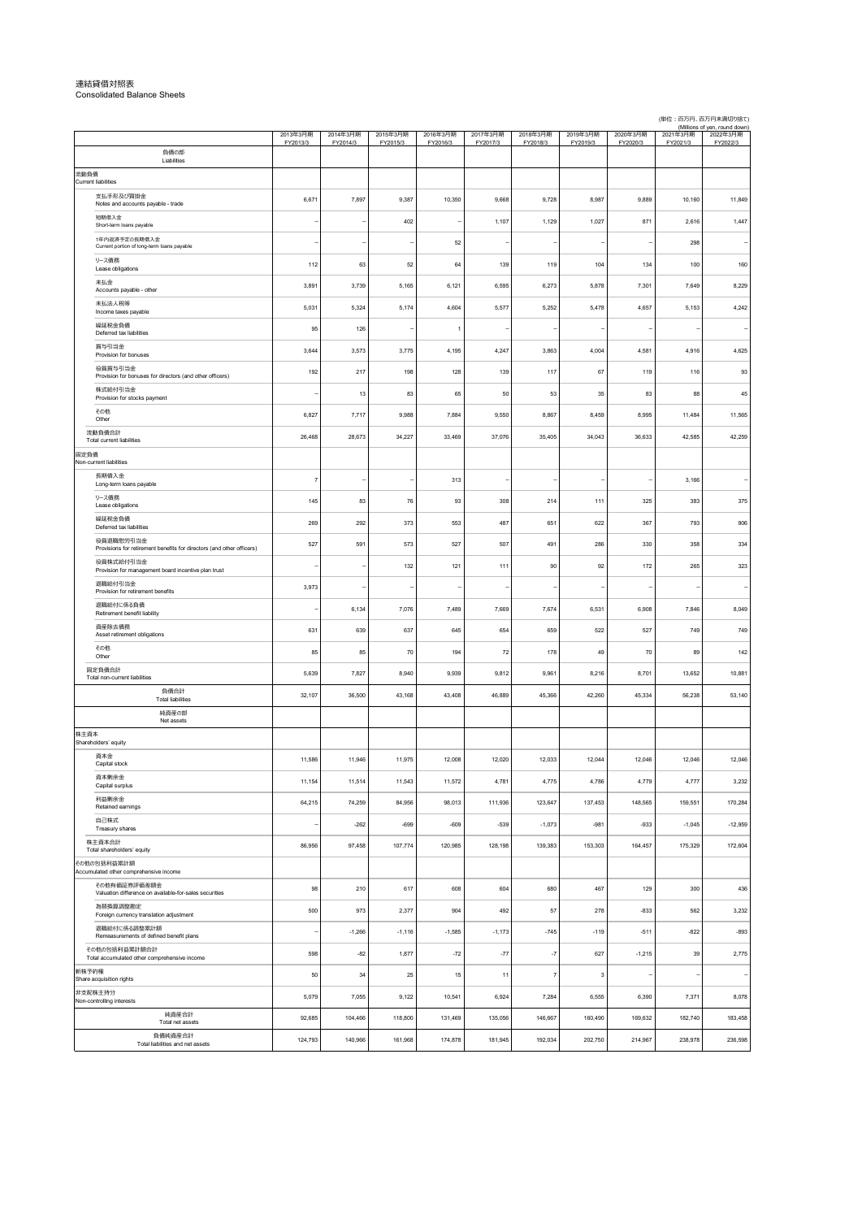# 連結貸借対照表
Consolidated Balance Sheets

(単位：百万円、百万円未満切り捨て)
(Millions of yen, round down)

| | 2013年3月期 FY2013/3 | 2014年3月期 FY2014/3 | 2015年3月期 FY2015/3 | 2016年3月期 FY2016/3 | 2017年3月期 FY2017/3 | 2018年3月期 FY2018/3 | 2019年3月期 FY2019/3 | 2020年3月期 FY2020/3 | 2021年3月期 FY2021/3 | 2022年3月期 FY2022/3 |
|---|---|---|---|---|---|---|---|---|---|---|
| 負債の部 Liabilities | | | | | | | | | | |
| 流動負債 Current liabilities | | | | | | | | | | |
| 支払手形及び買掛金 Notes and accounts payable - trade | 6,671 | 7,897 | 9,387 | 10,350 | 9,668 | 9,728 | 8,987 | 9,889 | 10,160 | 11,849 |
| 短期借入金 Short-term loans payable | – | – | 402 | – | 1,107 | 1,129 | 1,027 | 871 | 2,616 | 1,447 |
| 1年内返済予定の長期借入金 Current portion of long-term loans payable | – | – | – | 52 | – | – | – | – | 298 | – |
| リース債務 Lease obligations | 112 | 63 | 52 | 64 | 139 | 119 | 104 | 134 | 100 | 160 |
| 未払金 Accounts payable - other | 3,891 | 3,739 | 5,165 | 6,121 | 6,595 | 6,273 | 5,878 | 7,301 | 7,649 | 8,229 |
| 未払法人税等 Income taxes payable | 5,031 | 5,324 | 5,174 | 4,604 | 5,577 | 5,252 | 5,478 | 4,657 | 5,153 | 4,242 |
| 繰延税金負債 Deferred tax liabilities | 95 | 126 | – | 1 | – | – | – | – | – | – |
| 賞与引当金 Provision for bonuses | 3,644 | 3,573 | 3,775 | 4,195 | 4,247 | 3,863 | 4,004 | 4,581 | 4,916 | 4,625 |
| 役員賞与引当金 Provision for bonuses for directors (and other officers) | 192 | 217 | 198 | 128 | 139 | 117 | 67 | 119 | 116 | 93 |
| 株式給付引当金 Provision for stocks payment | – | 13 | 83 | 65 | 50 | 53 | 35 | 83 | 88 | 45 |
| その他 Other | 6,827 | 7,717 | 9,988 | 7,884 | 9,550 | 8,867 | 8,459 | 8,995 | 11,484 | 11,565 |
| 流動負債合計 Total current liabilities | 26,468 | 28,673 | 34,227 | 33,469 | 37,076 | 35,405 | 34,043 | 36,633 | 42,585 | 42,259 |
| 固定負債 Non-current liabilities | | | | | | | | | | |
| 長期借入金 Long-term loans payable | 7 | – | – | 313 | – | – | – | – | 3,166 | – |
| リース債務 Lease obligations | 145 | 83 | 76 | 93 | 308 | 214 | 111 | 325 | 383 | 375 |
| 繰延税金負債 Deferred tax liabilities | 269 | 292 | 373 | 553 | 487 | 651 | 622 | 367 | 793 | 906 |
| 役員退職慰労引当金 Provisions for retirement benefits for directors (and other officers) | 527 | 591 | 573 | 527 | 507 | 491 | 286 | 330 | 358 | 334 |
| 役員株式給付引当金 Provision for management board incentive plan trust | – | – | 132 | 121 | 111 | 90 | 92 | 172 | 265 | 323 |
| 退職給付引当金 Provision for retirement benefits | 3,973 | – | – | – | – | – | – | – | – | – |
| 退職給付に係る負債 Retirement benefit liability | – | 6,134 | 7,076 | 7,489 | 7,669 | 7,674 | 6,531 | 6,908 | 7,846 | 8,049 |
| 資産除去債務 Asset retirement obligations | 631 | 639 | 637 | 645 | 654 | 659 | 522 | 527 | 749 | 749 |
| その他 Other | 85 | 85 | 70 | 194 | 72 | 178 | 49 | 70 | 89 | 142 |
| 固定負債合計 Total non-current liabilities | 5,639 | 7,827 | 8,940 | 9,939 | 9,812 | 9,961 | 8,216 | 8,701 | 13,652 | 10,881 |
| 負債合計 Total liabilities | 32,107 | 36,500 | 43,168 | 43,408 | 46,889 | 45,366 | 42,260 | 45,334 | 56,238 | 53,140 |
| 純資産の部 Net assets | | | | | | | | | | |
| 株主資本 Shareholders' equity | | | | | | | | | | |
| 資本金 Capital stock | 11,586 | 11,946 | 11,975 | 12,008 | 12,020 | 12,033 | 12,044 | 12,046 | 12,046 | 12,046 |
| 資本剰余金 Capital surplus | 11,154 | 11,514 | 11,543 | 11,572 | 4,781 | 4,775 | 4,786 | 4,779 | 4,777 | 3,232 |
| 利益剰余金 Retained earnings | 64,215 | 74,259 | 84,956 | 98,013 | 111,936 | 123,647 | 137,453 | 148,565 | 159,551 | 170,284 |
| 自己株式 Treasury shares | – | -262 | -699 | -609 | -539 | -1,073 | -981 | -933 | -1,045 | -12,959 |
| 株主資本合計 Total shareholders' equity | 86,956 | 97,458 | 107,774 | 120,985 | 128,198 | 139,383 | 153,303 | 164,457 | 175,329 | 172,604 |
| その他の包括利益累計額 Accumulated other comprehensive income | | | | | | | | | | |
| その他有価証券評価差額金 Valuation difference on available-for-sales securities | 98 | 210 | 617 | 608 | 604 | 680 | 467 | 129 | 300 | 436 |
| 為替換算調整勘定 Foreign currency translation adjustment | 500 | 973 | 2,377 | 904 | 492 | 57 | 278 | -833 | 562 | 3,232 |
| 退職給付に係る調整累計額 Remeasurements of defined benefit plans | – | -1,266 | -1,116 | -1,585 | -1,173 | -745 | -119 | -511 | -822 | -893 |
| その他の包括利益累計額合計 Total accumulated other comprehensive income | 598 | -82 | 1,877 | -72 | -77 | -7 | 627 | -1,215 | 39 | 2,775 |
| 新株予約権 Share acquisition rights | 50 | 34 | 25 | 15 | 11 | 7 | 3 | – | – | – |
| 非支配株主持分 Non-controlling interests | 5,079 | 7,055 | 9,122 | 10,541 | 6,924 | 7,284 | 6,555 | 6,390 | 7,371 | 8,078 |
| 純資産合計 Total net assets | 92,685 | 104,466 | 118,800 | 131,469 | 135,056 | 146,667 | 160,490 | 169,632 | 182,740 | 183,458 |
| 負債純資産合計 Total liabilities and net assets | 124,793 | 140,966 | 161,968 | 174,878 | 181,945 | 192,034 | 202,750 | 214,967 | 238,978 | 236,598 |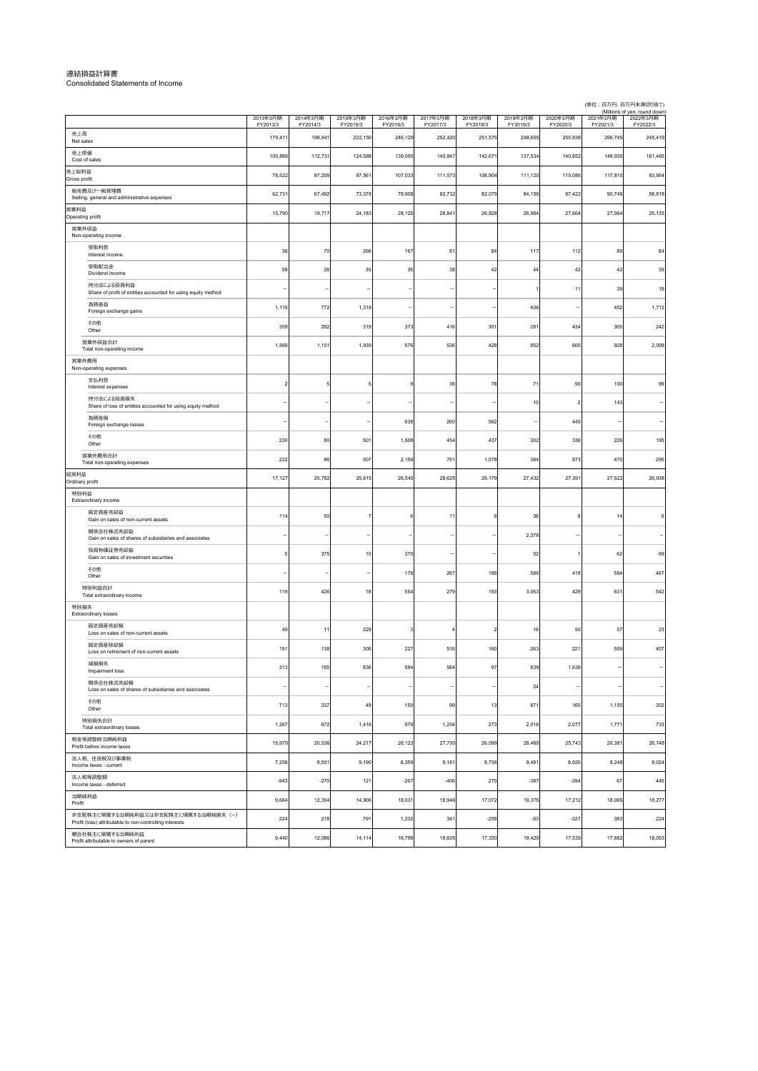# 連結損益計算書
Consolidated Statements of Income

(単位：百万円、百万円未満切り捨て)
(Millions of yen, round down)

| | 2013年3月期 FY2013/3 | 2014年3月期 FY2014/3 | 2015年3月期 FY2015/3 | 2016年3月期 FY2016/3 | 2017年3月期 FY2017/3 | 2018年3月期 FY2018/3 | 2019年3月期 FY2019/3 | 2020年3月期 FY2020/3 | 2021年3月期 FY2021/3 | 2022年3月期 FY2022/3 |
|---|---|---|---|---|---|---|---|---|---|---|
| 売上高 Net sales | 179,411 | 199,941 | 222,150 | 246,129 | 252,420 | 251,575 | 248,655 | 255,938 | 266,745 | 245,419 |
| 売上原価 Cost of sales | 100,889 | 112,731 | 124,588 | 139,095 | 140,847 | 142,671 | 137,534 | 140,852 | 148,935 | 161,465 |
| 売上総利益 Gross profit | 78,522 | 87,209 | 97,561 | 107,033 | 111,573 | 108,904 | 111,120 | 115,086 | 117,810 | 83,954 |
| 販売費及び一般管理費 Selling, general and administrative expenses | 62,731 | 67,492 | 73,378 | 78,908 | 82,732 | 82,075 | 84,156 | 87,422 | 90,746 | 58,818 |
| 営業利益 Operating profit | 15,790 | 19,717 | 24,183 | 28,125 | 28,841 | 26,828 | 26,964 | 27,664 | 27,064 | 25,135 |
| 営業外収益 Non-operating income | | | | | | | | | | |
| 受取利息 Interest income | 36 | 70 | 266 | 167 | 81 | 84 | 117 | 112 | 89 | 84 |
| 受取配当金 Dividend income | 58 | 26 | 35 | 35 | 38 | 42 | 44 | 42 | 42 | 39 |
| 持分法による投資利益 Share of profit of entities accounted for using equity method | – | – | – | – | – | – | 1 | 11 | 39 | 19 |
| 為替差益 Foreign exchange gains | 1,115 | 772 | 1,318 | – | – | – | 406 | – | 452 | 1,712 |
| その他 Other | 359 | 282 | 319 | 373 | 416 | 301 | 281 | 434 | 305 | 242 |
| 営業外収益合計 Total non-operating income | 1,569 | 1,151 | 1,939 | 576 | 536 | 428 | 852 | 600 | 928 | 2,098 |
| 営業外費用 Non-operating expenses | | | | | | | | | | |
| 支払利息 Interest expenses | 2 | 5 | 5 | 9 | 36 | 78 | 71 | 90 | 100 | 99 |
| 持分法による投資損失 Share of loss of entities accounted for using equity method | – | – | – | – | – | – | 10 | 2 | 143 | – |
| 為替差損 Foreign exchange losses | – | – | – | 638 | 260 | 562 | – | 445 | – | – |
| その他 Other | 230 | 80 | 501 | 1,508 | 454 | 437 | 302 | 336 | 226 | 195 |
| 営業外費用合計 Total non-operating expenses | 232 | 86 | 507 | 2,156 | 751 | 1,078 | 384 | 873 | 470 | 295 |
| 経常利益 Ordinary profit | 17,127 | 20,782 | 25,615 | 26,545 | 28,625 | 26,179 | 27,432 | 27,391 | 27,522 | 26,938 |
| 特別利益 Extraordinary income | | | | | | | | | | |
| 固定資産売却益 Gain on sales of non-current assets | 114 | 50 | 7 | 6 | 11 | 6 | 36 | 9 | 14 | 6 |
| 関係会社株式売却益 Gain on sales of shares of subsidiaries and associates | – | – | – | – | – | – | 2,378 | – | – | – |
| 投資有価証券売却益 Gain on sales of investment securities | 5 | 375 | 10 | 370 | – | – | 52 | 1 | 62 | 69 |
| その他 Other | – | – | – | 176 | 267 | 186 | 586 | 418 | 554 | 467 |
| 特別利益合計 Total extraordinary income | 119 | 426 | 18 | 554 | 279 | 193 | 3,053 | 429 | 631 | 542 |
| 特別損失 Extraordinary losses | | | | | | | | | | |
| 固定資産売却損 Loss on sales of non-current assets | 49 | 11 | 229 | 3 | 4 | 2 | 16 | 50 | 57 | 23 |
| 固定資産除却損 Loss on retirement of non-current assets | 191 | 138 | 300 | 227 | 516 | 160 | 263 | 221 | 559 | 407 |
| 減損損失 Impairment loss | 313 | 185 | 836 | 594 | 584 | 97 | 839 | 1,639 | – | – |
| 関係会社株式売却損 Loss on sales of shares of subsidiaries and associates | – | – | – | – | – | – | 24 | – | – | – |
| その他 Other | 713 | 337 | 49 | 150 | 99 | 13 | 871 | 165 | 1,155 | 302 |
| 特別損失合計 Total extraordinary losses | 1,267 | 672 | 1,416 | 976 | 1,204 | 273 | 2,016 | 2,077 | 1,771 | 733 |
| 税金等調整前当期純利益 Profit before income taxes | 15,979 | 20,536 | 24,217 | 26,123 | 27,700 | 26,099 | 28,469 | 25,743 | 26,381 | 26,748 |
| 法人税、住民税及び事業税 Income taxes - current | 7,258 | 8,501 | 9,190 | 8,359 | 9,161 | 8,756 | 9,481 | 8,925 | 8,248 | 8,024 |
| 法人税等調整額 Income taxes - deferred | -943 | -270 | 121 | -267 | -406 | 270 | -387 | -394 | 67 | 445 |
| 当期純利益 Profit | 9,664 | 12,304 | 14,906 | 18,031 | 18,946 | 17,072 | 19,375 | 17,212 | 18,065 | 18,277 |
| 非支配株主に帰属する当期純利益又は非支配株主に帰属する当期純損失（−） Profit (loss) attributable to non-controlling interests | 224 | 218 | 791 | 1,232 | 341 | -258 | -53 | -327 | 383 | 224 |
| 親会社株主に帰属する当期純利益 Profit attributable to owners of parent | 9,440 | 12,086 | 14,114 | 16,799 | 18,605 | 17,330 | 19,429 | 17,539 | 17,682 | 18,053 |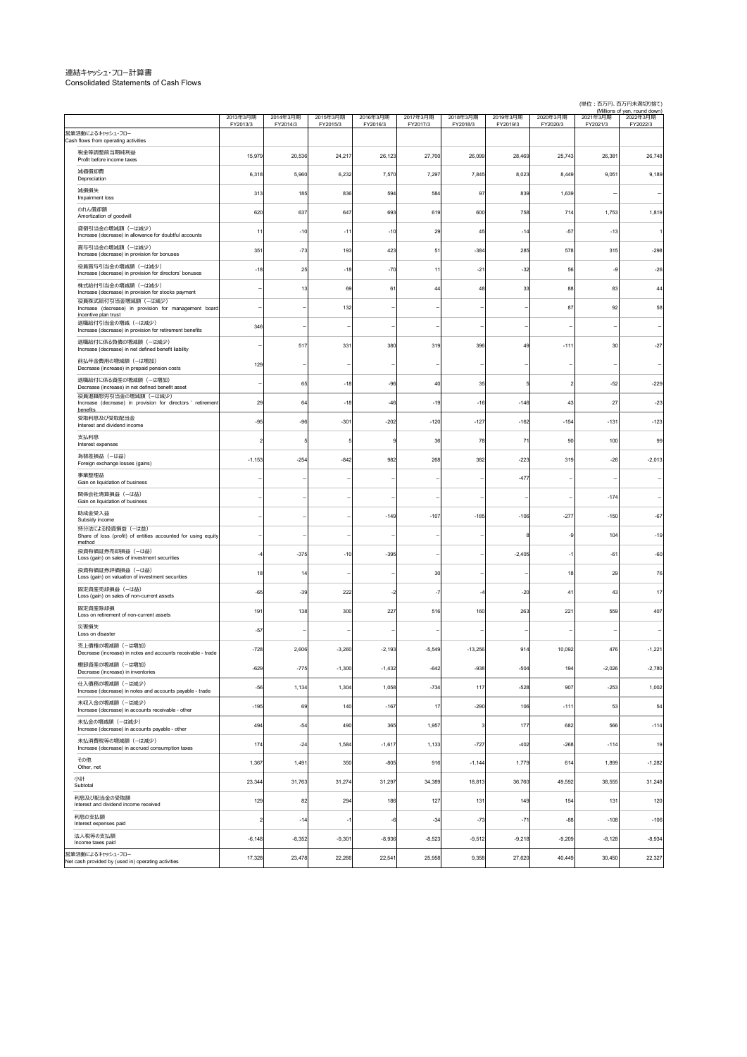# 連結キャッシュ・フロー計算書
Consolidated Statements of Cash Flows

(単位：百万円、百万円未満切り捨て)
(Millions of yen, round down)

| | 2013年3月期 FY2013/3 | 2014年3月期 FY2014/3 | 2015年3月期 FY2015/3 | 2016年3月期 FY2016/3 | 2017年3月期 FY2017/3 | 2018年3月期 FY2018/3 | 2019年3月期 FY2019/3 | 2020年3月期 FY2020/3 | 2021年3月期 FY2021/3 | 2022年3月期 FY2022/3 |
|---|---|---|---|---|---|---|---|---|---|---|
| 営業活動によるキャッシュ・フロー Cash flows from operating activities | | | | | | | | | | |
| 税金等調整前当期純利益 Profit before income taxes | 15,979 | 20,536 | 24,217 | 26,123 | 27,700 | 26,099 | 28,469 | 25,743 | 26,381 | 26,748 |
| 減価償却費 Depreciation | 6,318 | 5,960 | 6,232 | 7,570 | 7,297 | 7,845 | 8,023 | 8,449 | 9,051 | 9,189 |
| 減損損失 Impairment loss | 313 | 185 | 836 | 594 | 584 | 97 | 839 | 1,639 | – | – |
| のれん償却額 Amortization of goodwill | 620 | 637 | 647 | 693 | 619 | 600 | 758 | 714 | 1,753 | 1,819 |
| 貸倒引当金の増減額（－は減少） Increase (decrease) in allowance for doubtful accounts | 11 | -10 | -11 | -10 | 29 | 45 | -14 | -57 | -13 | 1 |
| 賞与引当金の増減額（－は減少） Increase (decrease) in provision for bonuses | 351 | -73 | 193 | 423 | 51 | -384 | 285 | 578 | 315 | -298 |
| 役員賞与引当金の増減額（－は減少） Increase (decrease) in provision for directors' bonuses | -18 | 25 | -18 | -70 | 11 | -21 | -32 | 56 | -9 | -26 |
| 株式給付引当金の増減額（－は減少） Increase (decrease) in provision for stocks payment | – | 13 | 69 | 61 | 44 | 48 | 33 | 88 | 83 | 44 |
| 役員株式給付引当金増減額（－は減少） Increase (decrease) in provision for management board incentive plan trust | – | – | 132 | – | – | – | – | 87 | 92 | 58 |
| 退職給付引当金の増減（－は減少） Increase (decrease) in provision for retirement benefits | 346 | – | – | – | – | – | – | – | – | – |
| 退職給付に係る負債の増減額（－は減少） Increase (decrease) in net defined benefit liability | – | 517 | 331 | 380 | 319 | 396 | 49 | -111 | 30 | -27 |
| 前払年金費用の増減額（－は増加） Decrease (increase) in prepaid pension costs | 129 | – | – | – | – | – | – | – | – | – |
| 退職給付に係る資産の増減額（－は増加） Decrease (increase) in net defined benefit asset | – | 65 | -18 | -96 | 40 | 35 | 5 | 2 | -52 | -229 |
| 役員退職慰労引当金の増減額（－は減少） Increase (decrease) in provision for directors' retirement benefits | 29 | 64 | -18 | -46 | -19 | -16 | -146 | 43 | 27 | -23 |
| 受取利息及び受取配当金 Interest and dividend income | -95 | -96 | -301 | -202 | -120 | -127 | -162 | -154 | -131 | -123 |
| 支払利息 Interest expenses | 2 | 5 | 5 | 9 | 36 | 78 | 71 | 90 | 100 | 99 |
| 為替差損益（－は益） Foreign exchange losses (gains) | -1,153 | -254 | -842 | 982 | 268 | 382 | -223 | 319 | -26 | -2,013 |
| 事業整理益 Gain on liquidation of business | – | – | – | – | – | – | -477 | – | – | – |
| 関係会社清算損益（－は益） Gain on liquidation of business | – | – | – | – | – | – | – | – | -174 | – |
| 助成金受入益 Subsidy income | – | – | – | -149 | -107 | -185 | -106 | -277 | -150 | -67 |
| 持分法による投資損益（－は益） Share of loss (profit) of entities accounted for using equity method | – | – | – | – | – | – | 8 | -9 | 104 | -19 |
| 投資有価証券売却損益（－は益） Loss (gain) on sales of investment securities | -4 | -375 | -10 | -395 | – | – | -2,405 | -1 | -61 | -60 |
| 投資有価証券評価損益（－は益） Loss (gain) on valuation of investment securities | 18 | 14 | – | – | 30 | – | – | 18 | 29 | 76 |
| 固定資産売却損益（－は益） Loss (gain) on sales of non-current assets | -65 | -39 | 222 | -2 | -7 | -4 | -20 | 41 | 43 | 17 |
| 固定資産除却損 Loss on retirement of non-current assets | 191 | 138 | 300 | 227 | 516 | 160 | 263 | 221 | 559 | 407 |
| 災害損失 Loss on disaster | -57 | – | – | – | – | – | – | – | – | – |
| 売上債権の増減額（－は増加） Decrease (increase) in notes and accounts receivable - trade | -728 | 2,606 | -3,260 | -2,193 | -5,549 | -13,256 | 914 | 10,092 | 476 | -1,221 |
| 棚卸資産の増減額（－は増加） Decrease (increase) in inventories | -629 | -775 | -1,300 | -1,432 | -642 | -938 | -504 | 194 | -2,026 | -2,780 |
| 仕入債務の増減額（－は減少） Increase (decrease) in notes and accounts payable - trade | -56 | 1,134 | 1,304 | 1,058 | -734 | 117 | -528 | 907 | -253 | 1,002 |
| 未収入金の増減額（－は増加） Increase (decrease) in accounts receivable - other | -195 | 69 | 140 | -167 | 17 | -290 | 106 | -111 | 53 | 54 |
| 未払金の増減額（－は減少） Increase (decrease) in accounts payable - other | 494 | -54 | 490 | 365 | 1,957 | 3 | 177 | 682 | 566 | -114 |
| 未払消費税等の増減額（－は減少） Increase (decrease) in accrued consumption taxes | 174 | -24 | 1,584 | -1,617 | 1,133 | -727 | -402 | -268 | -114 | 19 |
| その他 Other, net | 1,367 | 1,491 | 350 | -805 | 916 | -1,144 | 1,779 | 614 | 1,899 | -1,282 |
| 小計 Subtotal | 23,344 | 31,763 | 31,274 | 31,297 | 34,389 | 18,813 | 36,760 | 49,592 | 38,555 | 31,248 |
| 利息及び配当金の受取額 Interest and dividend income received | 129 | 82 | 294 | 186 | 127 | 131 | 149 | 154 | 131 | 120 |
| 利息の支払額 Interest expenses paid | 2 | -14 | -1 | -6 | -34 | -73 | -71 | -88 | -108 | -106 |
| 法人税等の支払額 Income taxes paid | -6,148 | -8,352 | -9,301 | -8,936 | -8,523 | -9,512 | -9,218 | -9,209 | -8,128 | -8,934 |
| 営業活動によるキャッシュ・フロー Net cash provided by (used in) operating activities | 17,328 | 23,478 | 22,266 | 22,541 | 25,958 | 9,358 | 27,620 | 40,449 | 30,450 | 22,327 |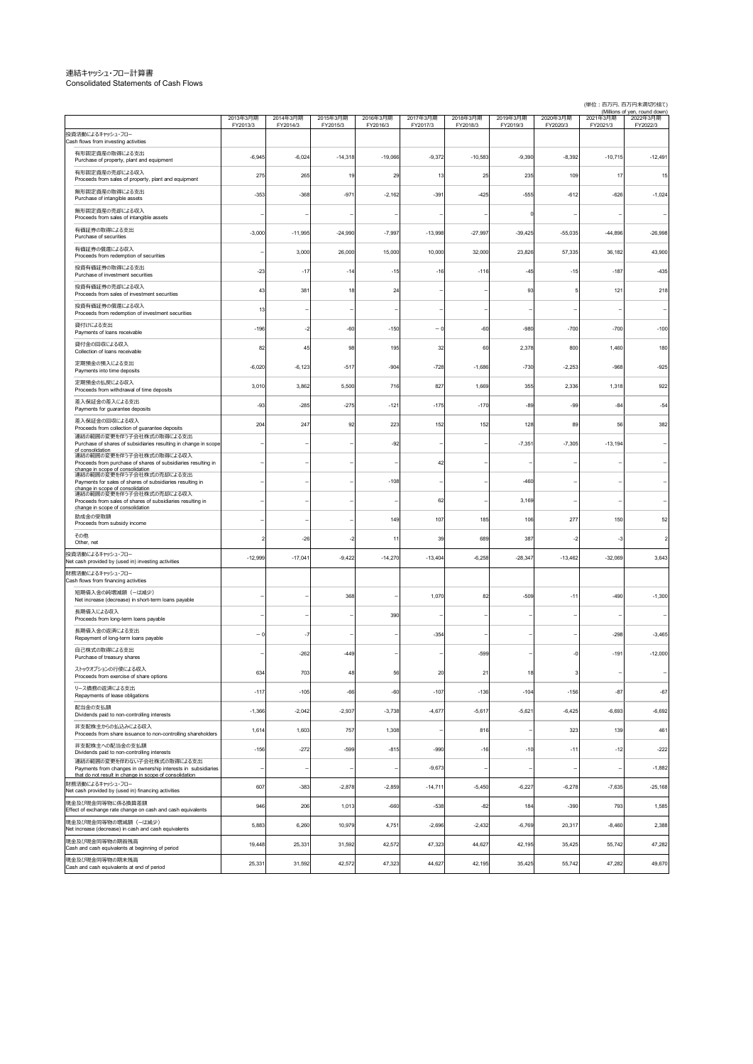連結キャッシュ・フロー計算書
Consolidated Statements of Cash Flows

(単位：百万円、百万円未満切り捨て)
(Millions of yen, round down)

| | 2013年3月期<br>FY2013/3 | 2014年3月期<br>FY2014/3 | 2015年3月期<br>FY2015/3 | 2016年3月期<br>FY2016/3 | 2017年3月期<br>FY2017/3 | 2018年3月期<br>FY2018/3 | 2019年3月期<br>FY2019/3 | 2020年3月期<br>FY2020/3 | 2021年3月期<br>FY2021/3 | 2022年3月期<br>FY2022/3 |
|---|---|---|---|---|---|---|---|---|---|---|
| 投資活動によるキャッシュ・フロー<br>Cash flows from investing activities | | | | | | | | | | |
| 有形固定資産の取得による支出<br>Purchase of property, plant and equipment | -6,945 | -6,024 | -14,318 | -19,066 | -9,372 | -10,583 | -9,390 | -8,392 | -10,715 | -12,491 |
| 有形固定資産の売却による収入<br>Proceeds from sales of property, plant and equipment | 275 | 265 | 19 | 29 | 13 | 25 | 235 | 109 | 17 | 15 |
| 無形固定資産の取得による支出<br>Purchase of intangible assets | -353 | -368 | -971 | -2,162 | -391 | -425 | -555 | -612 | -626 | -1,024 |
| 無形固定資産の売却による収入<br>Proceeds from sales of intangible assets | – | – | – | – | – | – | 0 | – | – | – |
| 有価証券の取得による支出<br>Purchase of securities | -3,000 | -11,995 | -24,990 | -7,997 | -13,998 | -27,997 | -39,425 | -55,035 | -44,896 | -26,998 |
| 有価証券の償還による収入<br>Proceeds from redemption of securities | – | 3,000 | 26,000 | 15,000 | 10,000 | 32,000 | 23,826 | 57,335 | 36,182 | 43,900 |
| 投資有価証券の取得による支出<br>Purchase of investment securities | -23 | -17 | -14 | -15 | -16 | -116 | -45 | -15 | -187 | -435 |
| 投資有価証券の売却による収入<br>Proceeds from sales of investment securities | 43 | 381 | 18 | 24 | – | – | 93 | 5 | 121 | 218 |
| 投資有価証券の償還による収入<br>Proceeds from redemption of investment securities | 13 | – | – | – | – | – | – | – | – | – |
| 貸付けによる支出<br>Payments of loans receivable | -196 | -2 | -60 | -150 | − 0 | -60 | -980 | -700 | -700 | -100 |
| 貸付金の回収による収入<br>Collection of loans receivable | 82 | 45 | 98 | 195 | 32 | 60 | 2,378 | 800 | 1,460 | 180 |
| 定期預金の預入による支出<br>Payments into time deposits | -6,020 | -6,123 | -517 | -904 | -728 | -1,686 | -730 | -2,253 | -968 | -925 |
| 定期預金の払戻による収入<br>Proceeds from withdrawal of time deposits | 3,010 | 3,862 | 5,500 | 716 | 827 | 1,669 | 355 | 2,336 | 1,318 | 922 |
| 差入保証金の差入による支出<br>Payments for guarantee deposits | -93 | -285 | -275 | -121 | -175 | -170 | -89 | -99 | -84 | -54 |
| 差入保証金の回収による収入<br>Proceeds from collection of guarantee deposits | 204 | 247 | 92 | 223 | 152 | 152 | 128 | 89 | 56 | 382 |
| 連結の範囲の変更を伴う子会社株式の取得による支出<br>Purchase of shares of subsidiaries resulting in change in scope of consolidation | – | – | – | -92 | – | – | -7,351 | -7,305 | -13,194 | – |
| 連結の範囲の変更を伴う子会社株式の取得による収入<br>Proceeds from purchase of shares of subsidiaries resulting in change in scope of consolidation | – | – | – | – | 42 | – | – | – | – | – |
| 連結の範囲の変更を伴う子会社株式の売却による支出<br>Payments for sales of shares of subsidiaries resulting in change in scope of consolidation | – | – | – | -108 | – | – | -460 | – | – | – |
| 連結の範囲の変更を伴う子会社株式の売却による収入<br>Proceeds from sales of shares of subsidiaries resulting in change in scope of consolidation | – | – | – | – | 62 | – | 3,169 | – | – | – |
| 助成金の受取額<br>Proceeds from subsidy income | – | – | – | 149 | 107 | 185 | 106 | 277 | 150 | 52 |
| その他<br>Other, net | 2 | -26 | -2 | 11 | 39 | 689 | 387 | -2 | -3 | 2 |
| 投資活動によるキャッシュ・フロー<br>Net cash provided by (used in) investing activities | -12,999 | -17,041 | -9,422 | -14,270 | -13,404 | -6,258 | -28,347 | -13,462 | -32,069 | 3,643 |
| 財務活動によるキャッシュ・フロー<br>Cash flows from financing activities | | | | | | | | | | |
| 短期借入金の純増減額（ーは減少）<br>Net increase (decrease) in short-term loans payable | – | – | 368 | – | 1,070 | 82 | -509 | -11 | -490 | -1,300 |
| 長期借入による収入<br>Proceeds from long-term loans payable | – | – | – | 390 | – | – | – | – | – | – |
| 長期借入金の返済による支出<br>Repayment of long-term loans payable | − 0 | -7 | – | – | -354 | – | – | – | -298 | -3,465 |
| 自己株式の取得による支出<br>Purchase of treasury shares | – | -262 | -449 | – | – | -599 | – | -0 | -191 | -12,000 |
| ストックオプションの行使による収入<br>Proceeds from exercise of share options | 634 | 703 | 48 | 56 | 20 | 21 | 18 | 3 | – | – |
| リース債務の返済による支出<br>Repayments of lease obligations | -117 | -105 | -66 | -60 | -107 | -136 | -104 | -156 | -87 | -67 |
| 配当金の支払額<br>Dividends paid to non-controlling interests | -1,366 | -2,042 | -2,937 | -3,738 | -4,677 | -5,617 | -5,621 | -6,425 | -6,693 | -6,692 |
| 非支配株主からの払込みによる収入<br>Proceeds from share issuance to non-controlling shareholders | 1,614 | 1,603 | 757 | 1,308 | – | 816 | – | 323 | 139 | 461 |
| 非支配株主への配当金の支払額<br>Dividends paid to non-controlling interests | -156 | -272 | -599 | -815 | -990 | -16 | -10 | -11 | -12 | -222 |
| 連結の範囲の変更を伴わない子会社株式の取得による支出<br>Payments from changes in ownership interests in subsidiaries that do not result in change in scope of consolidation | – | – | – | – | -9,673 | – | – | – | – | -1,882 |
| 財務活動によるキャッシュ・フロー<br>Net cash provided by (used in) financing activities | 607 | -383 | -2,878 | -2,859 | -14,711 | -5,450 | -6,227 | -6,278 | -7,635 | -25,168 |
| 現金及び現金同等物に係る換算差額<br>Effect of exchange rate change on cash and cash equivalents | 946 | 206 | 1,013 | -660 | -538 | -82 | 184 | -390 | 793 | 1,585 |
| 現金及び現金同等物の増減額（ーは減少）<br>Net increase (decrease) in cash and cash equivalents | 5,883 | 6,260 | 10,979 | 4,751 | -2,696 | -2,432 | -6,769 | 20,317 | -8,460 | 2,388 |
| 現金及び現金同等物の期首残高<br>Cash and cash equivalents at beginning of period | 19,448 | 25,331 | 31,592 | 42,572 | 47,323 | 44,627 | 42,195 | 35,425 | 55,742 | 47,282 |
| 現金及び現金同等物の期末残高<br>Cash and cash equivalents at end of period | 25,331 | 31,592 | 42,572 | 47,323 | 44,627 | 42,195 | 35,425 | 55,742 | 47,282 | 49,670 |